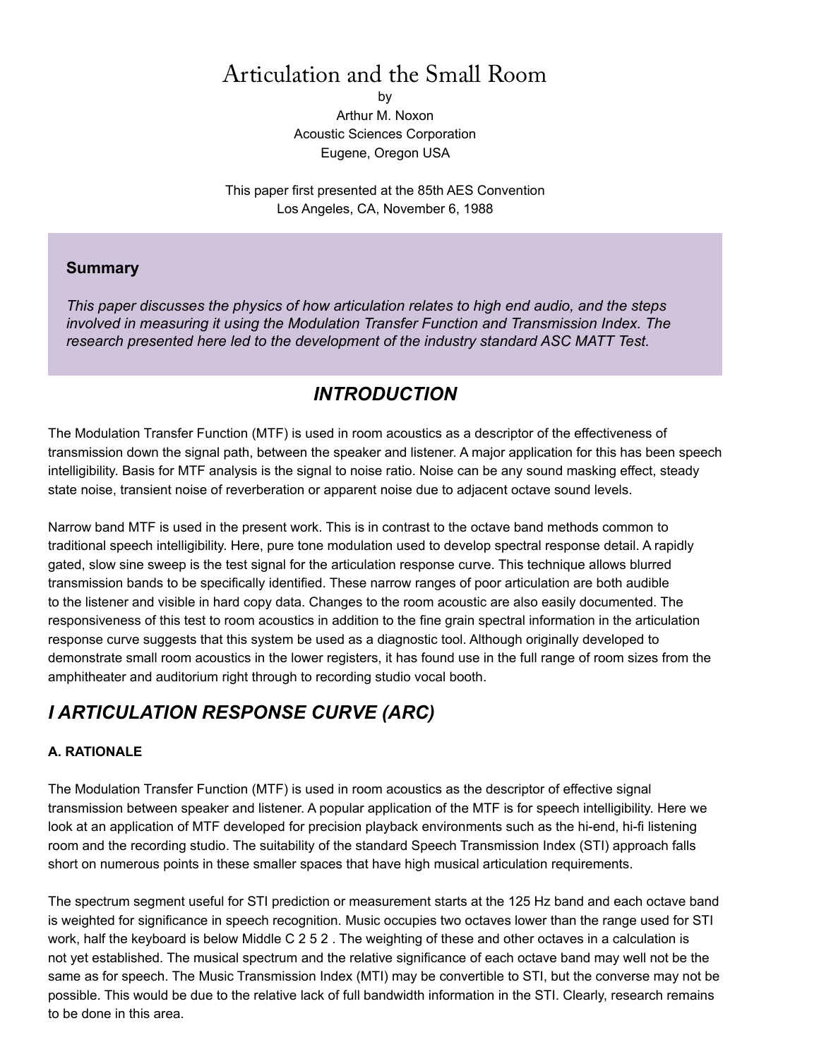# Articulation and the Small Room

by

Arthur M. Noxon

Acoustic Sciences Corporation

Eugene, Oregon USA

This paper first presented at the 85th AES Convention

Los Angeles, CA, November 6, 1988

**Summary**

*This paper discusses the physics of how articulation relates to high end audio, and the steps involved in measuring it using the Modulation Transfer Function and Transmission Index. The research presented here led to the development of the industry standard ASC MATT Test.*

## *INTRODUCTION*

The Modulation Transfer Function (MTF) is used in room acoustics as a descriptor of the effectiveness of transmission down the signal path, between the speaker and listener. A major application for this has been speech intelligibility. Basis for MTF analysis is the signal to noise ratio. Noise can be any sound masking effect, steady state noise, transient noise of reverberation or apparent noise due to adjacent octave sound levels.

Narrow band MTF is used in the present work. This is in contrast to the octave band methods common to traditional speech intelligibility. Here, pure tone modulation used to develop spectral response detail. A rapidly gated, slow sine sweep is the test signal for the articulation response curve. This technique allows blurred transmission bands to be specifically identified. These narrow ranges of poor articulation are both audible to the listener and visible in hard copy data. Changes to the room acoustic are also easily documented. The responsiveness of this test to room acoustics in addition to the fine grain spectral information in the articulation response curve suggests that this system be used as a diagnostic tool. Although originally developed to demonstrate small room acoustics in the lower registers, it has found use in the full range of room sizes from the amphitheater and auditorium right through to recording studio vocal booth.

## *I ARTICULATION RESPONSE CURVE (ARC)*

### A. RATIONALE

The Modulation Transfer Function (MTF) is used in room acoustics as the descriptor of effective signal transmission between speaker and listener. A popular application of the MTF is for speech intelligibility. Here we look at an application of MTF developed for precision playback environments such as the hi-end, hi-fi listening room and the recording studio. The suitability of the standard Speech Transmission Index (STI) approach falls short on numerous points in these smaller spaces that have high musical articulation requirements.

The spectrum segment useful for STI prediction or measurement starts at the 125 Hz band and each octave band is weighted for significance in speech recognition. Music occupies two octaves lower than the range used for STI work, half the keyboard is below Middle C 2 5 2 . The weighting of these and other octaves in a calculation is not yet established. The musical spectrum and the relative significance of each octave band may well not be the same as for speech. The Music Transmission Index (MTI) may be convertible to STI, but the converse may not be possible. This would be due to the relative lack of full bandwidth information in the STI. Clearly, research remains to be done in this area.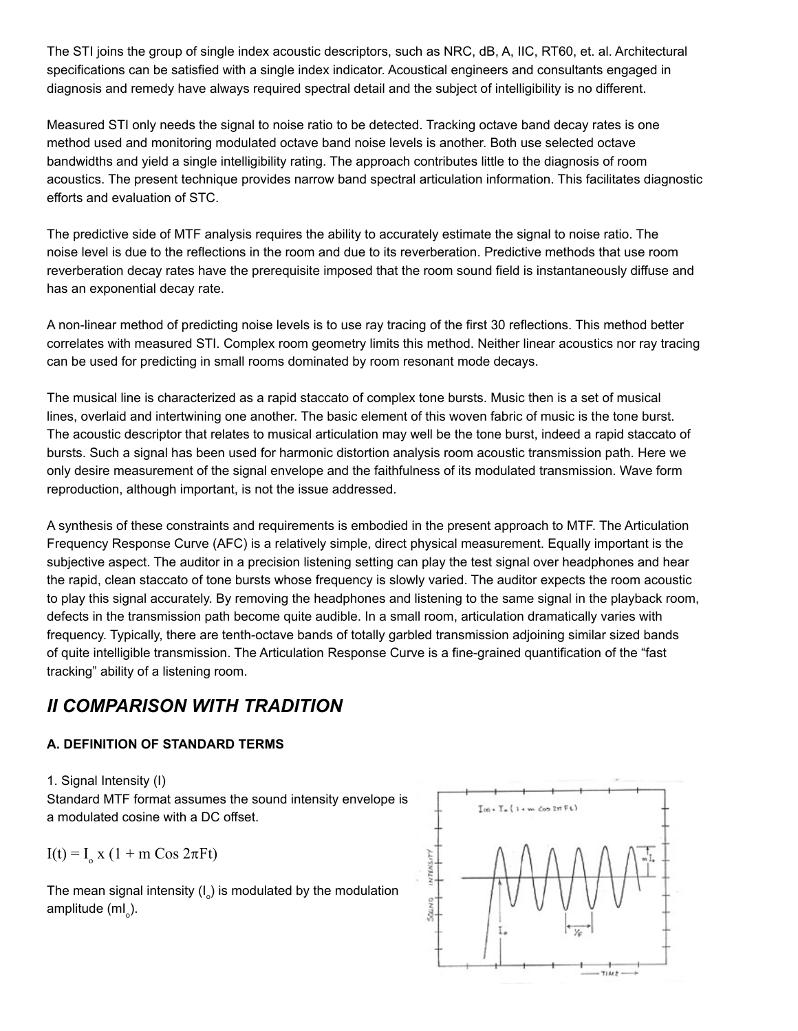The STI joins the group of single index acoustic descriptors, such as NRC, dB, A, IIC, RT60, et. al. Architectural specifications can be satisfied with a single index indicator. Acoustical engineers and consultants engaged in diagnosis and remedy have always required spectral detail and the subject of intelligibility is no different.

Measured STI only needs the signal to noise ratio to be detected. Tracking octave band decay rates is one method used and monitoring modulated octave band noise levels is another. Both use selected octave bandwidths and yield a single intelligibility rating. The approach contributes little to the diagnosis of room acoustics. The present technique provides narrow band spectral articulation information. This facilitates diagnostic efforts and evaluation of STC.

The predictive side of MTF analysis requires the ability to accurately estimate the signal to noise ratio. The noise level is due to the reflections in the room and due to its reverberation. Predictive methods that use room reverberation decay rates have the prerequisite imposed that the room sound field is instantaneously diffuse and has an exponential decay rate.

A non-linear method of predicting noise levels is to use ray tracing of the first 30 reflections. This method better correlates with measured STI. Complex room geometry limits this method. Neither linear acoustics nor ray tracing can be used for predicting in small rooms dominated by room resonant mode decays.

The musical line is characterized as a rapid staccato of complex tone bursts. Music then is a set of musical lines, overlaid and intertwining one another. The basic element of this woven fabric of music is the tone burst. The acoustic descriptor that relates to musical articulation may well be the tone burst, indeed a rapid staccato of bursts. Such a signal has been used for harmonic distortion analysis room acoustic transmission path. Here we only desire measurement of the signal envelope and the faithfulness of its modulated transmission. Wave form reproduction, although important, is not the issue addressed.

A synthesis of these constraints and requirements is embodied in the present approach to MTF. The Articulation Frequency Response Curve (AFC) is a relatively simple, direct physical measurement. Equally important is the subjective aspect. The auditor in a precision listening setting can play the test signal over headphones and hear the rapid, clean staccato of tone bursts whose frequency is slowly varied. The auditor expects the room acoustic to play this signal accurately. By removing the headphones and listening to the same signal in the playback room, defects in the transmission path become quite audible. In a small room, articulation dramatically varies with frequency. Typically, there are tenth-octave bands of totally garbled transmission adjoining similar sized bands of quite intelligible transmission. The Articulation Response Curve is a fine-grained quantification of the “fast tracking” ability of a listening room.

## II COMPARISON WITH TRADITION

### A. DEFINITION OF STANDARD TERMS

1. Signal Intensity (I)

Standard MTF format assumes the sound intensity envelope is a modulated cosine with a DC offset.

$$I(t) = I_o \times (1 + m \cos 2\pi Ft)$$

The mean signal intensity ($I_o$) is modulated by the modulation amplitude ($mI_o$).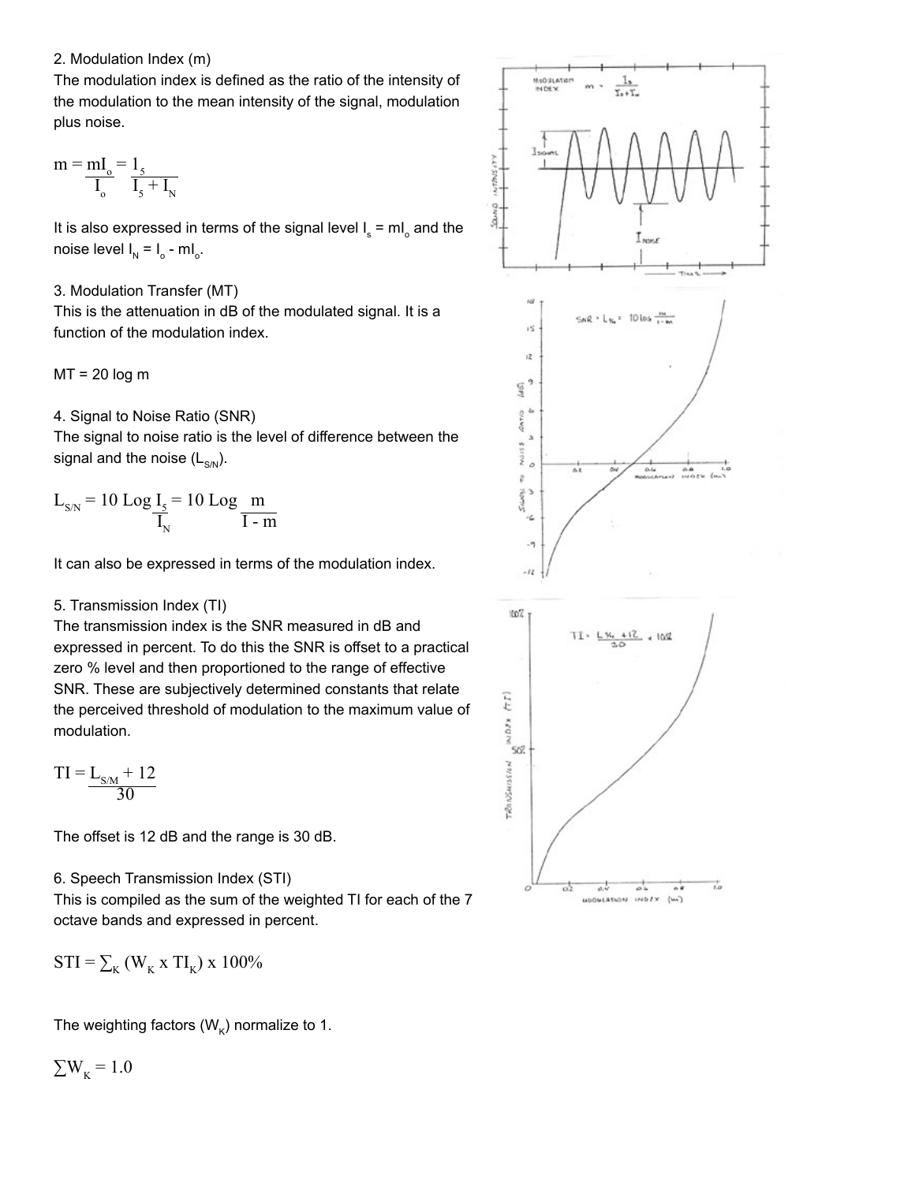2. Modulation Index (m)

The modulation index is defined as the ratio of the intensity of the modulation to the mean intensity of the signal, modulation plus noise.

$$m = \frac{mI_o}{I_o} = \frac{I_S}{I_S + I_N}$$

It is also expressed in terms of the signal level $I_s = mI_o$ and the noise level $I_N = I_o - mI_o$.

3. Modulation Transfer (MT)

This is the attenuation in dB of the modulated signal. It is a function of the modulation index.

MT = 20 log m

4. Signal to Noise Ratio (SNR)

The signal to noise ratio is the level of difference between the signal and the noise ($L_{S/N}$).

$$L_{S/N} = 10 \text{ Log } \frac{I_S}{I_N} = 10 \text{ Log } \frac{m}{I - m}$$

It can also be expressed in terms of the modulation index.

5. Transmission Index (TI)

The transmission index is the SNR measured in dB and expressed in percent. To do this the SNR is offset to a practical zero % level and then proportioned to the range of effective SNR. These are subjectively determined constants that relate the perceived threshold of modulation to the maximum value of modulation.

$$TI = \frac{L_{S/M} + 12}{30}$$

The offset is 12 dB and the range is 30 dB.

6. Speech Transmission Index (STI)

This is compiled as the sum of the weighted TI for each of the 7 octave bands and expressed in percent.

$$STI = \sum_K (W_K \times TI_K) \times 100\%$$

The weighting factors ($W_K$) normalize to 1.

$$\sum W_K = 1.0$$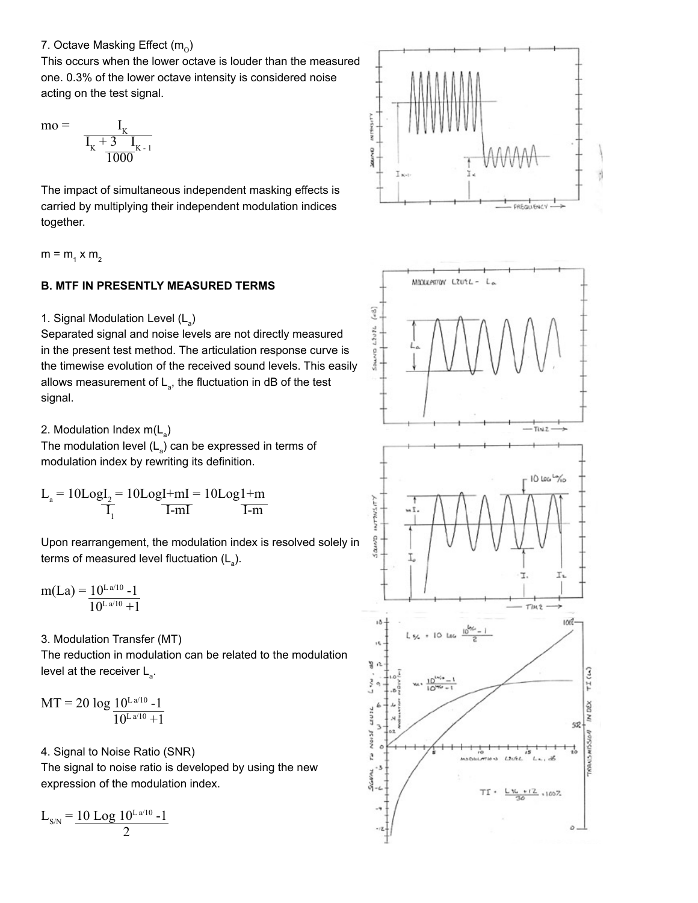7. Octave Masking Effect ($m_o$)

This occurs when the lower octave is louder than the measured one. 0.3% of the lower octave intensity is considered noise acting on the test signal.

$$mo = \frac{I_K}{I_K + \frac{3 \; I_{K-1}}{1000}}$$

The impact of simultaneous independent masking effects is carried by multiplying their independent modulation indices together.

$$m = m_1 \times m_2$$

**B. MTF IN PRESENTLY MEASURED TERMS**

1. Signal Modulation Level ($L_a$)

Separated signal and noise levels are not directly measured in the present test method. The articulation response curve is the timewise evolution of the received sound levels. This easily allows measurement of $L_a$, the fluctuation in dB of the test signal.

2. Modulation Index $m(L_a)$

The modulation level ($L_a$) can be expressed in terms of modulation index by rewriting its definition.

$$L_a = 10 \text{Log} \frac{I_2}{I_1} = 10 \text{Log} \frac{I+mI}{I-mI} = 10 \text{Log} \frac{1+m}{I-m}$$

Upon rearrangement, the modulation index is resolved solely in terms of measured level fluctuation ($L_a$).

$$m(La) = \frac{10^{La/10} - 1}{10^{La/10} + 1}$$

3. Modulation Transfer (MT)

The reduction in modulation can be related to the modulation level at the receiver $L_a$.

$$MT = 20 \log \frac{10^{La/10} - 1}{10^{La/10} + 1}$$

4. Signal to Noise Ratio (SNR)

The signal to noise ratio is developed by using the new expression of the modulation index.

$$L_{S/N} = 10 \text{ Log} \frac{10^{La/10} - 1}{2}$$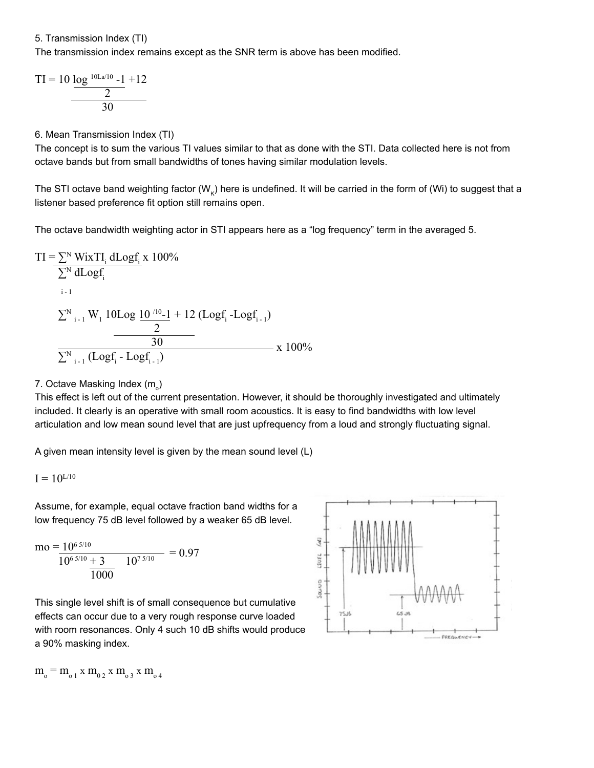5. Transmission Index (TI)

The transmission index remains except as the SNR term is above has been modified.

$$TI = \frac{10 \log \frac{10^{La/10} - 1}{2} + 12}{30}$$

6. Mean Transmission Index (TI)

The concept is to sum the various TI values similar to that as done with the STI. Data collected here is not from octave bands but from small bandwidths of tones having similar modulation levels.

The STI octave band weighting factor ($W_K$) here is undefined. It will be carried in the form of (Wi) to suggest that a listener based preference fit option still remains open.

The octave bandwidth weighting actor in STI appears here as a “log frequency” term in the averaged 5.

$$TI = \frac{\sum^N WixTI_i\, dLogf_i}{\sum^N dLogf_i} \times 100\%$$

$$\frac{\sum^N_{i-1} W_1 \frac{10 Log \frac{10^{/10} - 1}{2} + 12}{30} (Logf_i - Logf_{i-1})}{\sum^N_{i-1} (Logf_i - Logf_{i-1})} \times 100\%$$

7. Octave Masking Index ($m_o$)

This effect is left out of the current presentation. However, it should be thoroughly investigated and ultimately included. It clearly is an operative with small room acoustics. It is easy to find bandwidths with low level articulation and low mean sound level that are just upfrequency from a loud and strongly fluctuating signal.

A given mean intensity level is given by the mean sound level (L)

$$I = 10^{L/10}$$

Assume, for example, equal octave fraction band widths for a low frequency 75 dB level followed by a weaker 65 dB level.

$$mo = \frac{10^{65/10}}{10^{65/10} + \frac{3}{1000} 10^{75/10}} = 0.97$$

This single level shift is of small consequence but cumulative effects can occur due to a very rough response curve loaded with room resonances. Only 4 such 10 dB shifts would produce a 90% masking index.

$$m_o = m_{o1} \times m_{o2} \times m_{o3} \times m_{o4}$$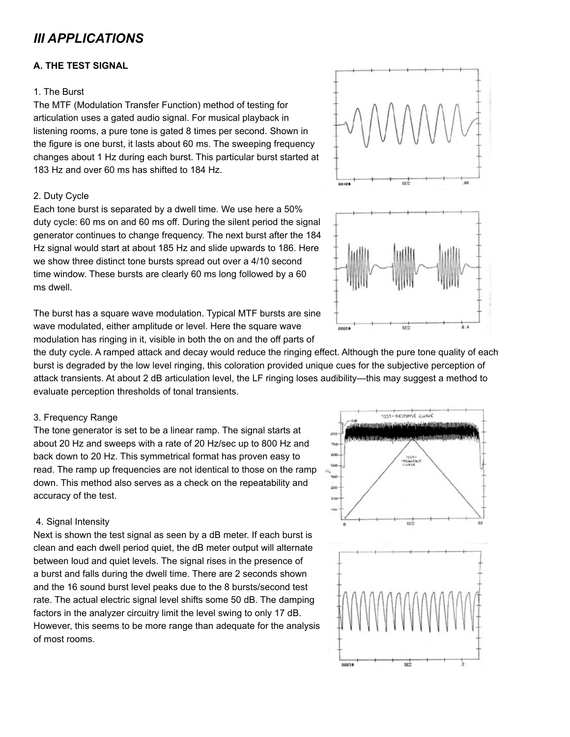# III APPLICATIONS

### A. THE TEST SIGNAL

1. The Burst

The MTF (Modulation Transfer Function) method of testing for articulation uses a gated audio signal. For musical playback in listening rooms, a pure tone is gated 8 times per second. Shown in the figure is one burst, it lasts about 60 ms. The sweeping frequency changes about 1 Hz during each burst. This particular burst started at 183 Hz and over 60 ms has shifted to 184 Hz.

2. Duty Cycle

Each tone burst is separated by a dwell time. We use here a 50% duty cycle: 60 ms on and 60 ms off. During the silent period the signal generator continues to change frequency. The next burst after the 184 Hz signal would start at about 185 Hz and slide upwards to 186. Here we show three distinct tone bursts spread out over a 4/10 second time window. These bursts are clearly 60 ms long followed by a 60 ms dwell.

The burst has a square wave modulation. Typical MTF bursts are sine wave modulated, either amplitude or level. Here the square wave modulation has ringing in it, visible in both the on and the off parts of the duty cycle. A ramped attack and decay would reduce the ringing effect. Although the pure tone quality of each burst is degraded by the low level ringing, this coloration provided unique cues for the subjective perception of attack transients. At about 2 dB articulation level, the LF ringing loses audibility—this may suggest a method to evaluate perception thresholds of tonal transients.

3. Frequency Range

The tone generator is set to be a linear ramp. The signal starts at about 20 Hz and sweeps with a rate of 20 Hz/sec up to 800 Hz and back down to 20 Hz. This symmetrical format has proven easy to read. The ramp up frequencies are not identical to those on the ramp down. This method also serves as a check on the repeatability and accuracy of the test.

4. Signal Intensity

Next is shown the test signal as seen by a dB meter. If each burst is clean and each dwell period quiet, the dB meter output will alternate between loud and quiet levels. The signal rises in the presence of a burst and falls during the dwell time. There are 2 seconds shown and the 16 sound burst level peaks due to the 8 bursts/second test rate. The actual electric signal level shifts some 50 dB. The damping factors in the analyzer circuitry limit the level swing to only 17 dB. However, this seems to be more range than adequate for the analysis of most rooms.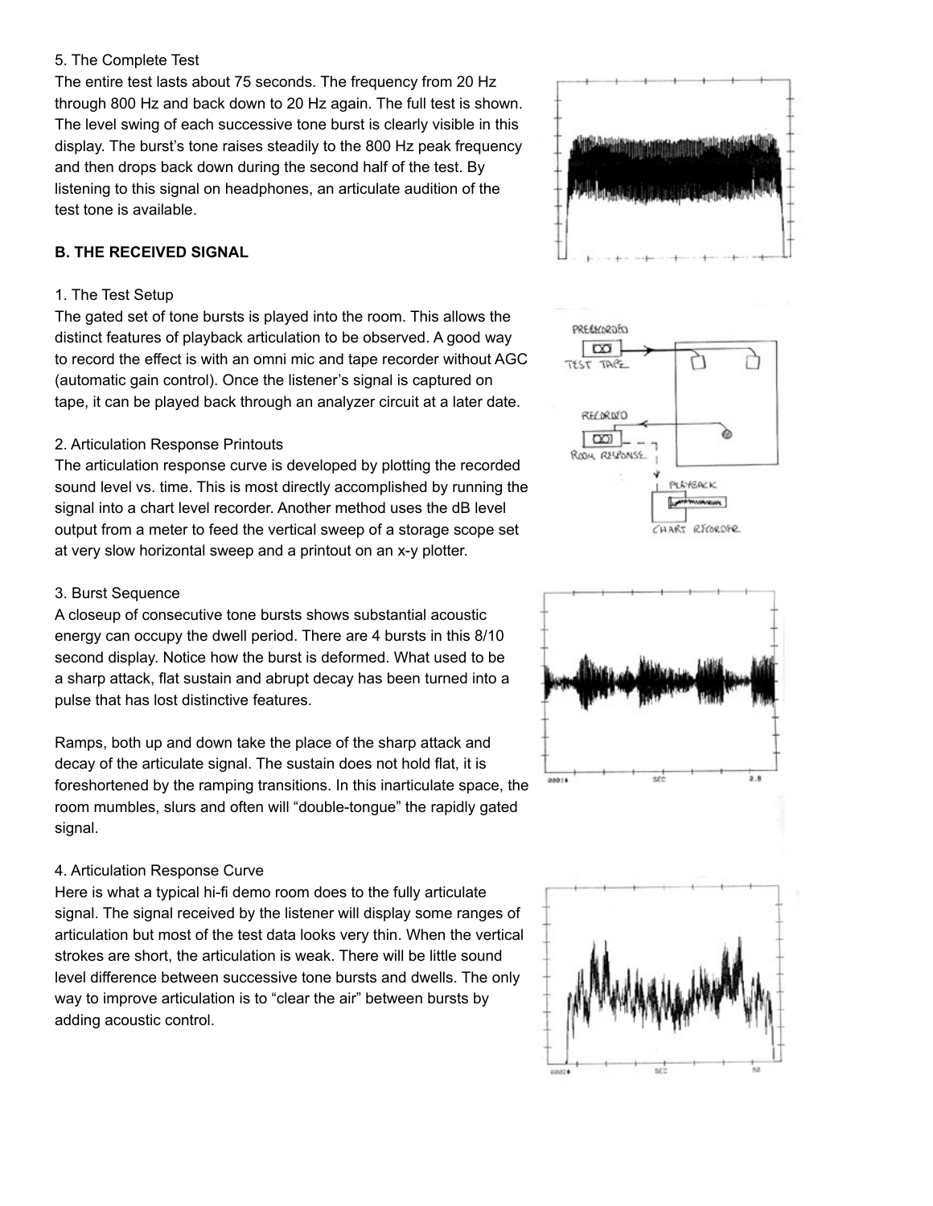5. The Complete Test

The entire test lasts about 75 seconds. The frequency from 20 Hz through 800 Hz and back down to 20 Hz again. The full test is shown. The level swing of each successive tone burst is clearly visible in this display. The burst's tone raises steadily to the 800 Hz peak frequency and then drops back down during the second half of the test. By listening to this signal on headphones, an articulate audition of the test tone is available.

**B. THE RECEIVED SIGNAL**

1. The Test Setup

The gated set of tone bursts is played into the room. This allows the distinct features of playback articulation to be observed. A good way to record the effect is with an omni mic and tape recorder without AGC (automatic gain control). Once the listener's signal is captured on tape, it can be played back through an analyzer circuit at a later date.

2. Articulation Response Printouts

The articulation response curve is developed by plotting the recorded sound level vs. time. This is most directly accomplished by running the signal into a chart level recorder. Another method uses the dB level output from a meter to feed the vertical sweep of a storage scope set at very slow horizontal sweep and a printout on an x-y plotter.

3. Burst Sequence

A closeup of consecutive tone bursts shows substantial acoustic energy can occupy the dwell period. There are 4 bursts in this 8/10 second display. Notice how the burst is deformed. What used to be a sharp attack, flat sustain and abrupt decay has been turned into a pulse that has lost distinctive features.

Ramps, both up and down take the place of the sharp attack and decay of the articulate signal. The sustain does not hold flat, it is foreshortened by the ramping transitions. In this inarticulate space, the room mumbles, slurs and often will "double-tongue" the rapidly gated signal.

4. Articulation Response Curve

Here is what a typical hi-fi demo room does to the fully articulate signal. The signal received by the listener will display some ranges of articulation but most of the test data looks very thin. When the vertical strokes are short, the articulation is weak. There will be little sound level difference between successive tone bursts and dwells. The only way to improve articulation is to "clear the air" between bursts by adding acoustic control.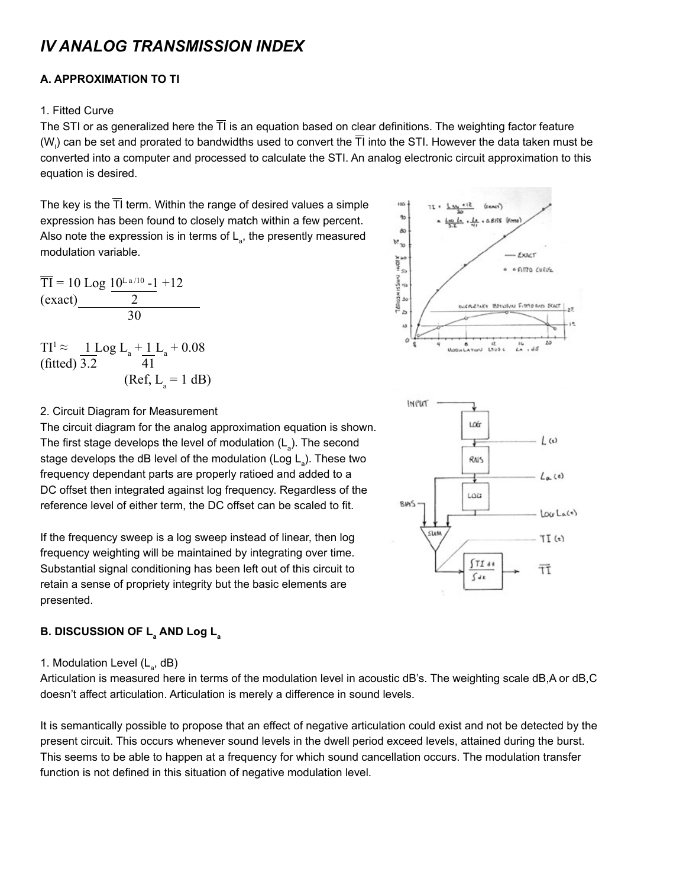# IV ANALOG TRANSMISSION INDEX

## A. APPROXIMATION TO TI

### 1. Fitted Curve

The STI or as generalized here the $\overline{TI}$ is an equation based on clear definitions. The weighting factor feature ($W_i$) can be set and prorated to bandwidths used to convert the $\overline{TI}$ into the STI. However the data taken must be converted into a computer and processed to calculate the STI. An analog electronic circuit approximation to this equation is desired.

The key is the $\overline{TI}$ term. Within the range of desired values a simple expression has been found to closely match within a few percent. Also note the expression is in terms of $L_a$, the presently measured modulation variable.

$$\overline{TI} = \frac{10 \text{ Log } \frac{10^{L_a/10} - 1}{2} + 12}{30} \quad \text{(exact)}$$

$$TI^1 \approx \frac{1}{3.2} \text{Log } L_a + \frac{1}{41} L_a + 0.08 \quad \text{(fitted)}$$

(Ref, $L_a$ = 1 dB)

### 2. Circuit Diagram for Measurement

The circuit diagram for the analog approximation equation is shown. The first stage develops the level of modulation ($L_a$). The second stage develops the dB level of the modulation (Log $L_a$). These two frequency dependant parts are properly ratioed and added to a DC offset then integrated against log frequency. Regardless of the reference level of either term, the DC offset can be scaled to fit.

If the frequency sweep is a log sweep instead of linear, then log frequency weighting will be maintained by integrating over time. Substantial signal conditioning has been left out of this circuit to retain a sense of propriety integrity but the basic elements are presented.

## B. DISCUSSION OF $L_a$ AND Log $L_a$

### 1. Modulation Level ($L_a$, dB)

Articulation is measured here in terms of the modulation level in acoustic dB's. The weighting scale dB,A or dB,C doesn't affect articulation. Articulation is merely a difference in sound levels.

It is semantically possible to propose that an effect of negative articulation could exist and not be detected by the present circuit. This occurs whenever sound levels in the dwell period exceed levels, attained during the burst. This seems to be able to happen at a frequency for which sound cancellation occurs. The modulation transfer function is not defined in this situation of negative modulation level.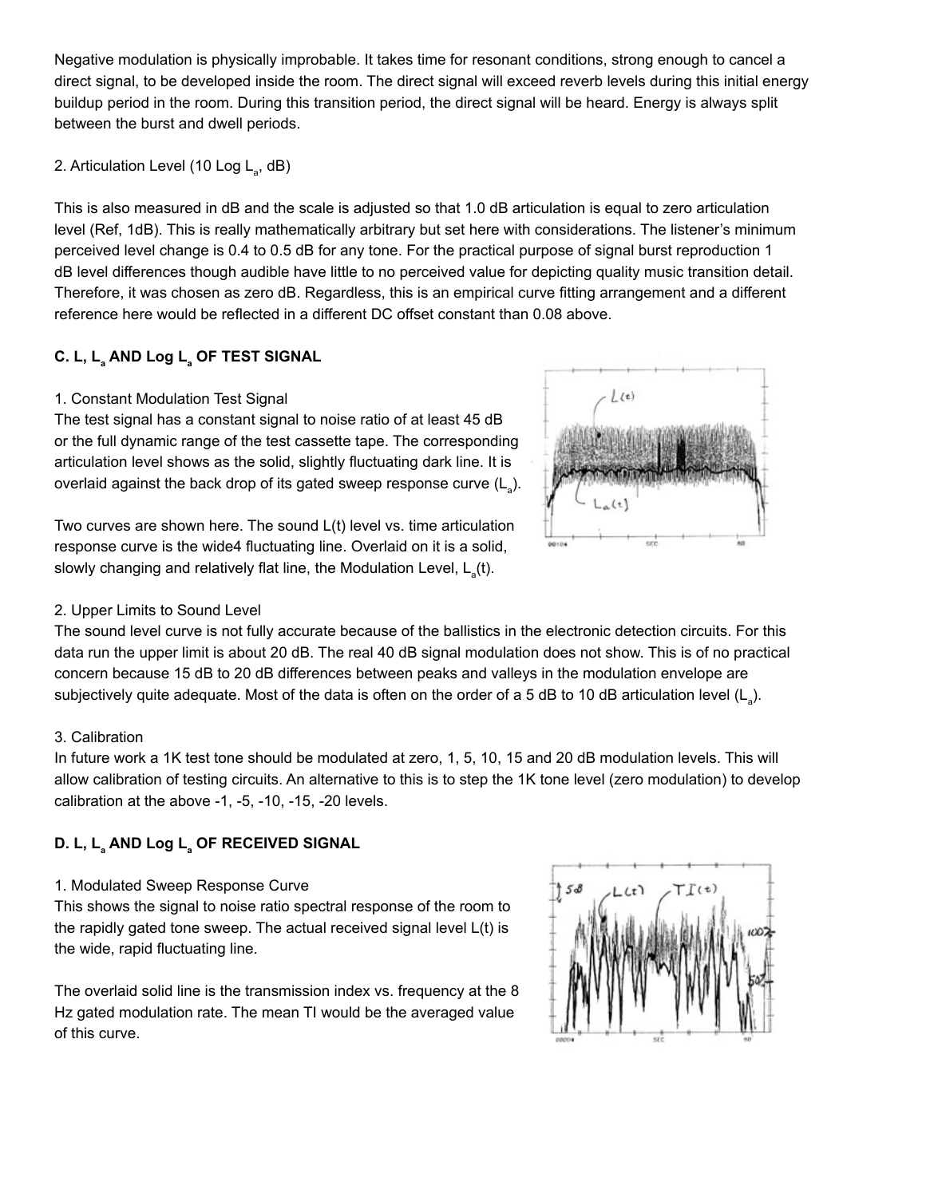Negative modulation is physically improbable. It takes time for resonant conditions, strong enough to cancel a direct signal, to be developed inside the room. The direct signal will exceed reverb levels during this initial energy buildup period in the room. During this transition period, the direct signal will be heard. Energy is always split between the burst and dwell periods.

2. Articulation Level (10 Log $L_a$, dB)

This is also measured in dB and the scale is adjusted so that 1.0 dB articulation is equal to zero articulation level (Ref, 1dB). This is really mathematically arbitrary but set here with considerations. The listener's minimum perceived level change is 0.4 to 0.5 dB for any tone. For the practical purpose of signal burst reproduction 1 dB level differences though audible have little to no perceived value for depicting quality music transition detail. Therefore, it was chosen as zero dB. Regardless, this is an empirical curve fitting arrangement and a different reference here would be reflected in a different DC offset constant than 0.08 above.

### C. L, $L_a$ AND Log $L_a$ OF TEST SIGNAL

1. Constant Modulation Test Signal

The test signal has a constant signal to noise ratio of at least 45 dB or the full dynamic range of the test cassette tape. The corresponding articulation level shows as the solid, slightly fluctuating dark line. It is overlaid against the back drop of its gated sweep response curve ($L_a$).

Two curves are shown here. The sound L(t) level vs. time articulation response curve is the wide4 fluctuating line. Overlaid on it is a solid, slowly changing and relatively flat line, the Modulation Level, $L_a(t)$.

2. Upper Limits to Sound Level

The sound level curve is not fully accurate because of the ballistics in the electronic detection circuits. For this data run the upper limit is about 20 dB. The real 40 dB signal modulation does not show. This is of no practical concern because 15 dB to 20 dB differences between peaks and valleys in the modulation envelope are subjectively quite adequate. Most of the data is often on the order of a 5 dB to 10 dB articulation level ($L_a$).

3. Calibration

In future work a 1K test tone should be modulated at zero, 1, 5, 10, 15 and 20 dB modulation levels. This will allow calibration of testing circuits. An alternative to this is to step the 1K tone level (zero modulation) to develop calibration at the above -1, -5, -10, -15, -20 levels.

### D. L, $L_a$ AND Log $L_a$ OF RECEIVED SIGNAL

1. Modulated Sweep Response Curve

This shows the signal to noise ratio spectral response of the room to the rapidly gated tone sweep. The actual received signal level L(t) is the wide, rapid fluctuating line.

The overlaid solid line is the transmission index vs. frequency at the 8 Hz gated modulation rate. The mean TI would be the averaged value of this curve.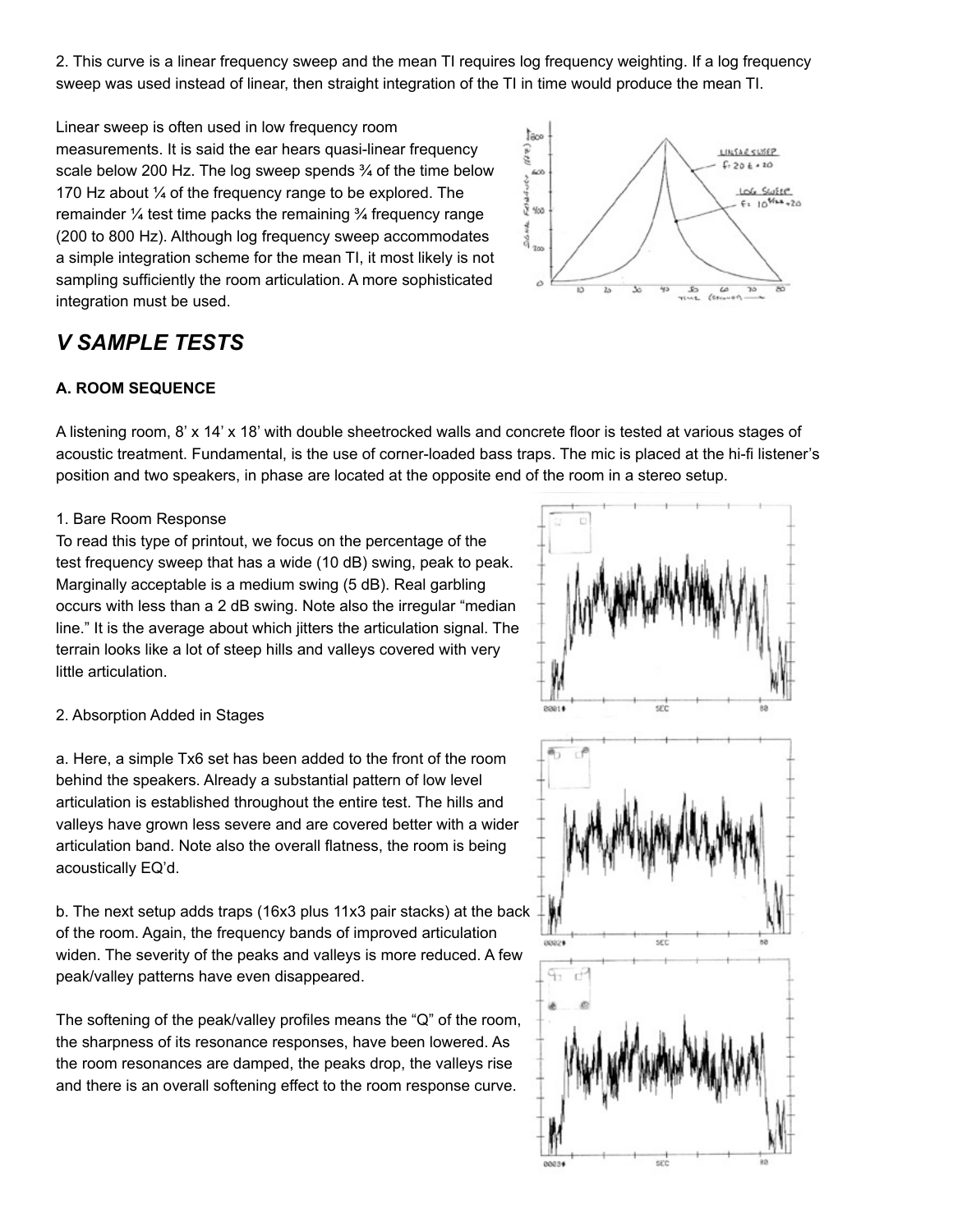2. This curve is a linear frequency sweep and the mean TI requires log frequency weighting. If a log frequency sweep was used instead of linear, then straight integration of the TI in time would produce the mean TI.

Linear sweep is often used in low frequency room measurements. It is said the ear hears quasi-linear frequency scale below 200 Hz. The log sweep spends ¾ of the time below 170 Hz about ¼ of the frequency range to be explored. The remainder ¼ test time packs the remaining ¾ frequency range (200 to 800 Hz). Although log frequency sweep accommodates a simple integration scheme for the mean TI, it most likely is not sampling sufficiently the room articulation. A more sophisticated integration must be used.

## *V SAMPLE TESTS*

### A. ROOM SEQUENCE

A listening room, 8' x 14' x 18' with double sheetrocked walls and concrete floor is tested at various stages of acoustic treatment. Fundamental, is the use of corner-loaded bass traps. The mic is placed at the hi-fi listener's position and two speakers, in phase are located at the opposite end of the room in a stereo setup.

1. Bare Room Response

To read this type of printout, we focus on the percentage of the test frequency sweep that has a wide (10 dB) swing, peak to peak. Marginally acceptable is a medium swing (5 dB). Real garbling occurs with less than a 2 dB swing. Note also the irregular "median line." It is the average about which jitters the articulation signal. The terrain looks like a lot of steep hills and valleys covered with very little articulation.

2. Absorption Added in Stages

a. Here, a simple Tx6 set has been added to the front of the room behind the speakers. Already a substantial pattern of low level articulation is established throughout the entire test. The hills and valleys have grown less severe and are covered better with a wider articulation band. Note also the overall flatness, the room is being acoustically EQ'd.

b. The next setup adds traps (16x3 plus 11x3 pair stacks) at the back of the room. Again, the frequency bands of improved articulation widen. The severity of the peaks and valleys is more reduced. A few peak/valley patterns have even disappeared.

The softening of the peak/valley profiles means the "Q" of the room, the sharpness of its resonance responses, have been lowered. As the room resonances are damped, the peaks drop, the valleys rise and there is an overall softening effect to the room response curve.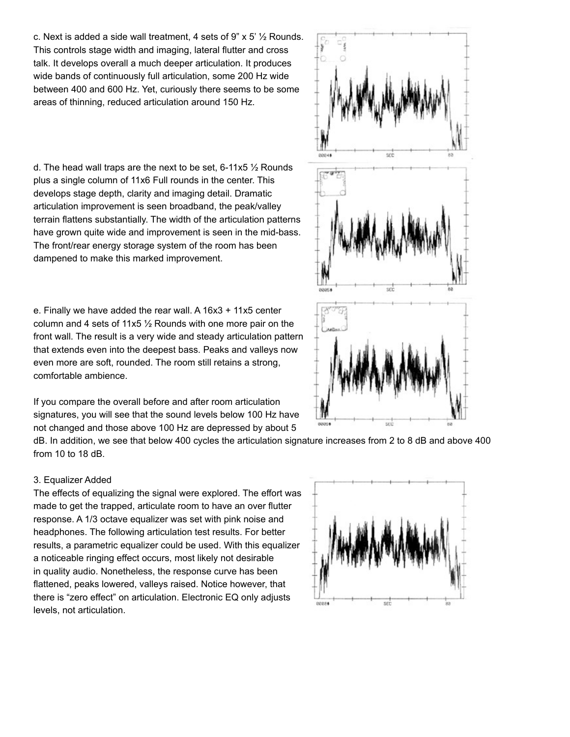c. Next is added a side wall treatment, 4 sets of 9” x 5’ ½ Rounds. This controls stage width and imaging, lateral flutter and cross talk. It develops overall a much deeper articulation. It produces wide bands of continuously full articulation, some 200 Hz wide between 400 and 600 Hz. Yet, curiously there seems to be some areas of thinning, reduced articulation around 150 Hz.

d. The head wall traps are the next to be set, 6-11x5 ½ Rounds plus a single column of 11x6 Full rounds in the center. This develops stage depth, clarity and imaging detail. Dramatic articulation improvement is seen broadband, the peak/valley terrain flattens substantially. The width of the articulation patterns have grown quite wide and improvement is seen in the mid-bass. The front/rear energy storage system of the room has been dampened to make this marked improvement.

e. Finally we have added the rear wall. A 16x3 + 11x5 center column and 4 sets of 11x5 ½ Rounds with one more pair on the front wall. The result is a very wide and steady articulation pattern that extends even into the deepest bass. Peaks and valleys now even more are soft, rounded. The room still retains a strong, comfortable ambience.

If you compare the overall before and after room articulation signatures, you will see that the sound levels below 100 Hz have not changed and those above 100 Hz are depressed by about 5 dB. In addition, we see that below 400 cycles the articulation signature increases from 2 to 8 dB and above 400 from 10 to 18 dB.

3. Equalizer Added

The effects of equalizing the signal were explored. The effort was made to get the trapped, articulate room to have an over flutter response. A 1/3 octave equalizer was set with pink noise and headphones. The following articulation test results. For better results, a parametric equalizer could be used. With this equalizer a noticeable ringing effect occurs, most likely not desirable in quality audio. Nonetheless, the response curve has been flattened, peaks lowered, valleys raised. Notice however, that there is “zero effect” on articulation. Electronic EQ only adjusts levels, not articulation.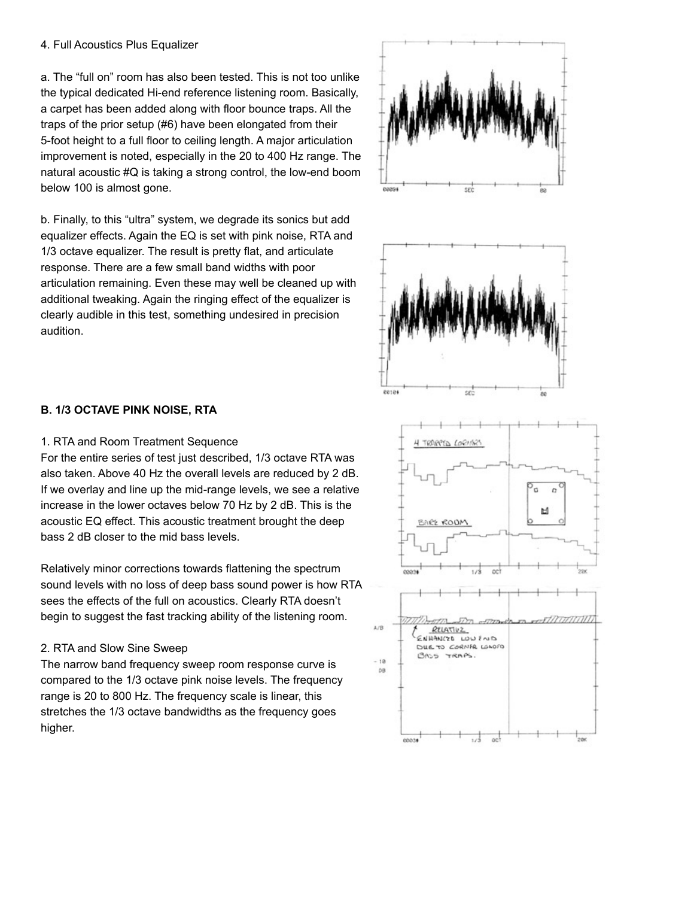4. Full Acoustics Plus Equalizer

a. The “full on” room has also been tested. This is not too unlike the typical dedicated Hi-end reference listening room. Basically, a carpet has been added along with floor bounce traps. All the traps of the prior setup (#6) have been elongated from their 5-foot height to a full floor to ceiling length. A major articulation improvement is noted, especially in the 20 to 400 Hz range. The natural acoustic #Q is taking a strong control, the low-end boom below 100 is almost gone.

b. Finally, to this “ultra” system, we degrade its sonics but add equalizer effects. Again the EQ is set with pink noise, RTA and 1/3 octave equalizer. The result is pretty flat, and articulate response. There are a few small band widths with poor articulation remaining. Even these may well be cleaned up with additional tweaking. Again the ringing effect of the equalizer is clearly audible in this test, something undesired in precision audition.

**B. 1/3 OCTAVE PINK NOISE, RTA**

1. RTA and Room Treatment Sequence

For the entire series of test just described, 1/3 octave RTA was also taken. Above 40 Hz the overall levels are reduced by 2 dB. If we overlay and line up the mid-range levels, we see a relative increase in the lower octaves below 70 Hz by 2 dB. This is the acoustic EQ effect. This acoustic treatment brought the deep bass 2 dB closer to the mid bass levels.

Relatively minor corrections towards flattening the spectrum sound levels with no loss of deep bass sound power is how RTA sees the effects of the full on acoustics. Clearly RTA doesn’t begin to suggest the fast tracking ability of the listening room.

2. RTA and Slow Sine Sweep

The narrow band frequency sweep room response curve is compared to the 1/3 octave pink noise levels. The frequency range is 20 to 800 Hz. The frequency scale is linear, this stretches the 1/3 octave bandwidths as the frequency goes higher.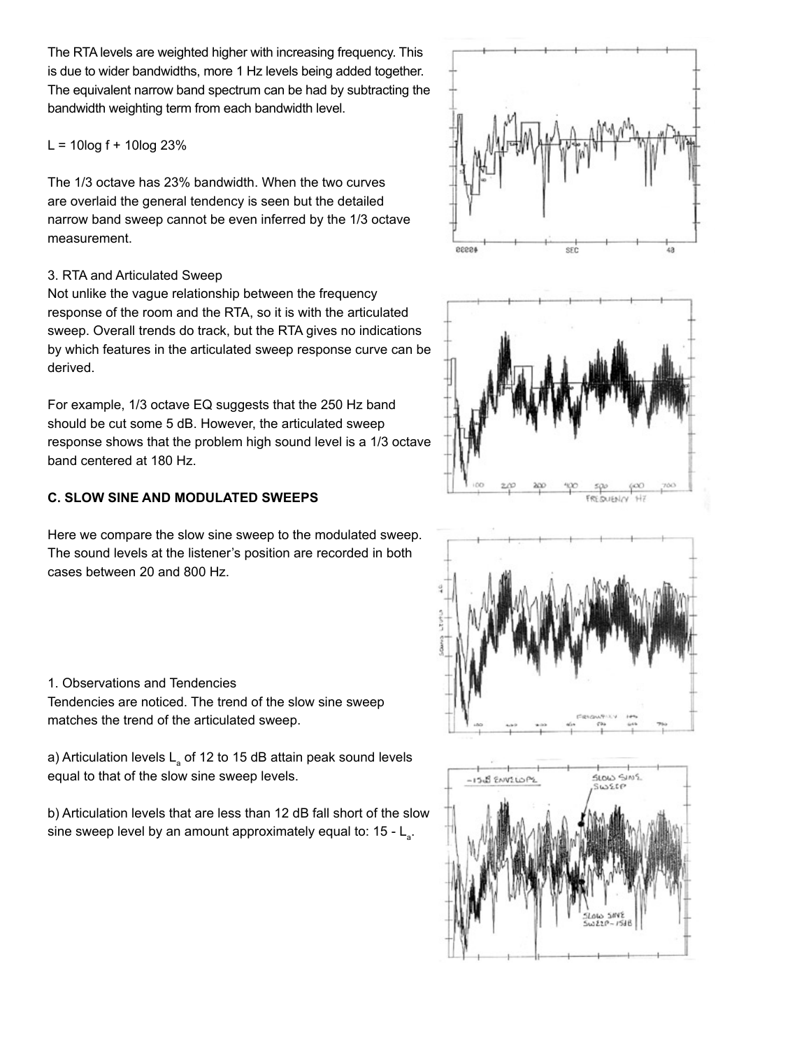The RTA levels are weighted higher with increasing frequency. This is due to wider bandwidths, more 1 Hz levels being added together. The equivalent narrow band spectrum can be had by subtracting the bandwidth weighting term from each bandwidth level.

$L = 10\log f + 10\log 23\%$

The 1/3 octave has 23% bandwidth. When the two curves are overlaid the general tendency is seen but the detailed narrow band sweep cannot be even inferred by the 1/3 octave measurement.

3. RTA and Articulated Sweep

Not unlike the vague relationship between the frequency response of the room and the RTA, so it is with the articulated sweep. Overall trends do track, but the RTA gives no indications by which features in the articulated sweep response curve can be derived.

For example, 1/3 octave EQ suggests that the 250 Hz band should be cut some 5 dB. However, the articulated sweep response shows that the problem high sound level is a 1/3 octave band centered at 180 Hz.

### C. SLOW SINE AND MODULATED SWEEPS

Here we compare the slow sine sweep to the modulated sweep. The sound levels at the listener's position are recorded in both cases between 20 and 800 Hz.

1. Observations and Tendencies

Tendencies are noticed. The trend of the slow sine sweep matches the trend of the articulated sweep.

a) Articulation levels $L_a$ of 12 to 15 dB attain peak sound levels equal to that of the slow sine sweep levels.

b) Articulation levels that are less than 12 dB fall short of the slow sine sweep level by an amount approximately equal to: $15 - L_a$.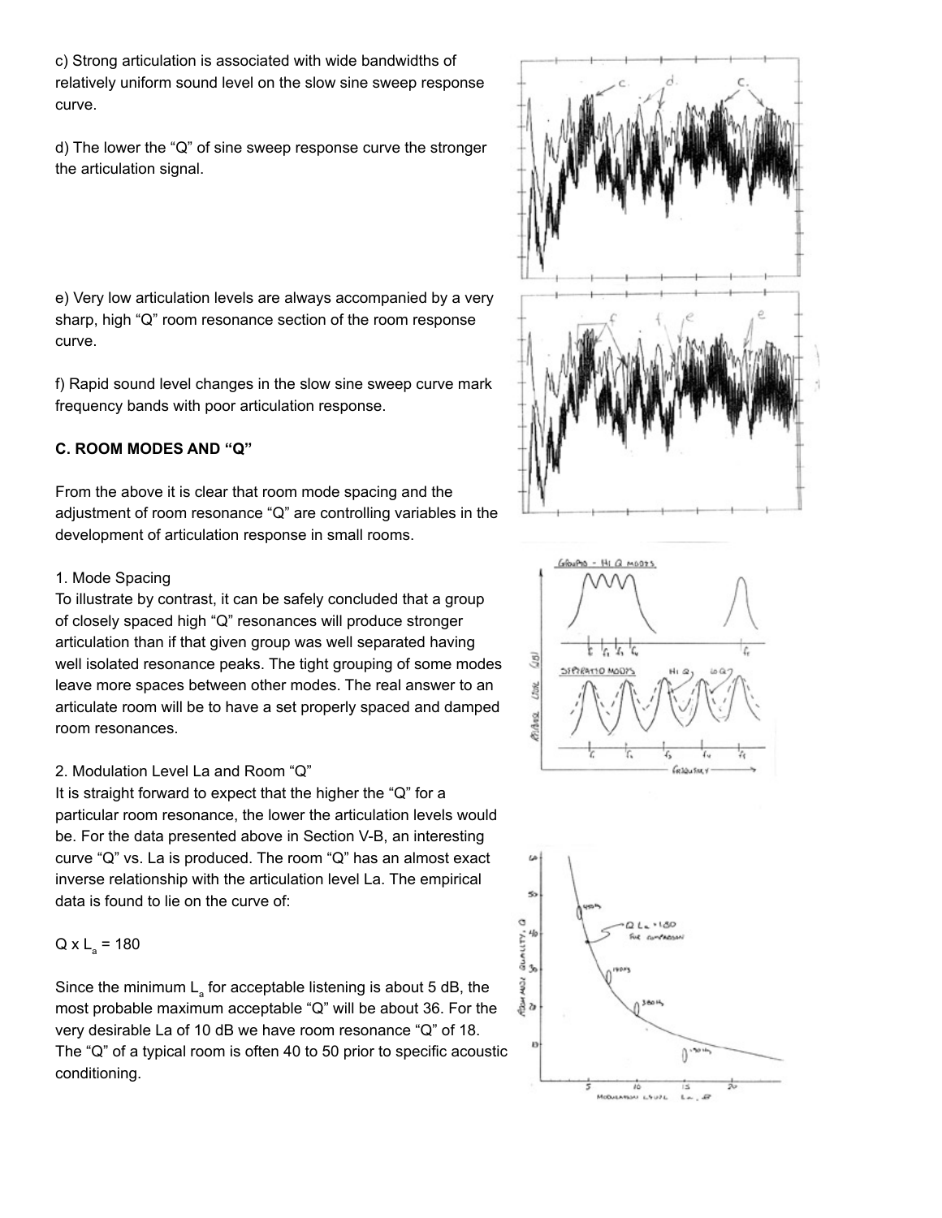c) Strong articulation is associated with wide bandwidths of relatively uniform sound level on the slow sine sweep response curve.

d) The lower the "Q" of sine sweep response curve the stronger the articulation signal.

e) Very low articulation levels are always accompanied by a very sharp, high "Q" room resonance section of the room response curve.

f) Rapid sound level changes in the slow sine sweep curve mark frequency bands with poor articulation response.

### C. ROOM MODES AND "Q"

From the above it is clear that room mode spacing and the adjustment of room resonance "Q" are controlling variables in the development of articulation response in small rooms.

1. Mode Spacing

To illustrate by contrast, it can be safely concluded that a group of closely spaced high "Q" resonances will produce stronger articulation than if that given group was well separated having well isolated resonance peaks. The tight grouping of some modes leave more spaces between other modes. The real answer to an articulate room will be to have a set properly spaced and damped room resonances.

2. Modulation Level La and Room "Q"

It is straight forward to expect that the higher the "Q" for a particular room resonance, the lower the articulation levels would be. For the data presented above in Section V-B, an interesting curve "Q" vs. La is produced. The room "Q" has an almost exact inverse relationship with the articulation level La. The empirical data is found to lie on the curve of:

$$Q \times L_a = 180$$

Since the minimum $L_a$ for acceptable listening is about 5 dB, the most probable maximum acceptable "Q" will be about 36. For the very desirable La of 10 dB we have room resonance "Q" of 18. The "Q" of a typical room is often 40 to 50 prior to specific acoustic conditioning.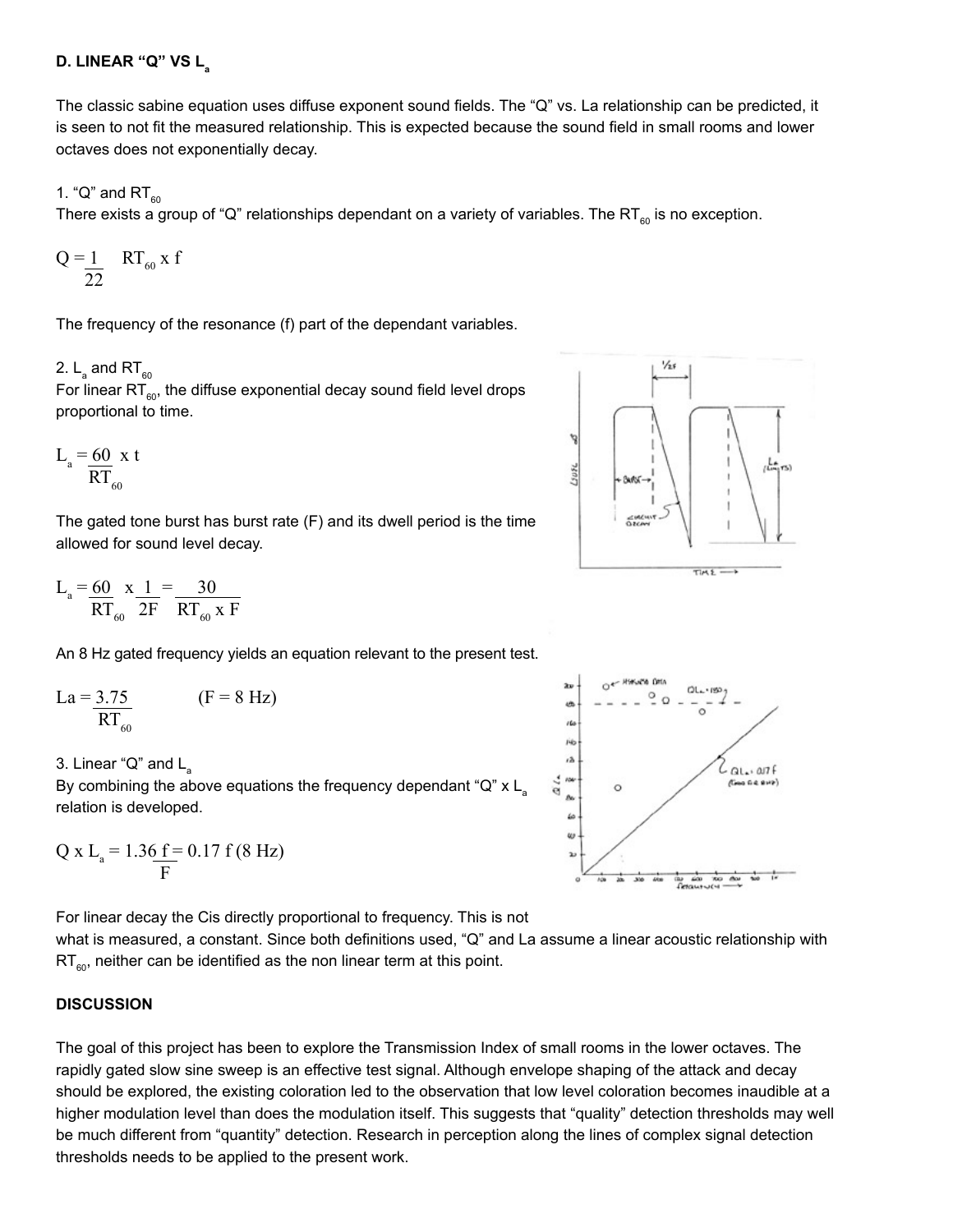**D. LINEAR "Q" VS $L_a$**

The classic sabine equation uses diffuse exponent sound fields. The "Q" vs. La relationship can be predicted, it is seen to not fit the measured relationship. This is expected because the sound field in small rooms and lower octaves does not exponentially decay.

1. "Q" and $RT_{60}$

There exists a group of "Q" relationships dependant on a variety of variables. The $RT_{60}$ is no exception.

$$Q = \frac{1}{22} RT_{60} \times f$$

The frequency of the resonance (f) part of the dependant variables.

2. $L_a$ and $RT_{60}$

For linear $RT_{60}$, the diffuse exponential decay sound field level drops proportional to time.

$$L_a = \frac{60}{RT_{60}} \times t$$

The gated tone burst has burst rate (F) and its dwell period is the time allowed for sound level decay.

$$L_a = \frac{60}{RT_{60}} \times \frac{1}{2F} = \frac{30}{RT_{60} \times F}$$

An 8 Hz gated frequency yields an equation relevant to the present test.

$$La = \frac{3.75}{RT_{60}} \qquad (F = 8\ \text{Hz})$$

3. Linear "Q" and $L_a$

By combining the above equations the frequency dependant "Q" x $L_a$ relation is developed.

$$Q \times L_a = 1.36 \frac{f}{F} = 0.17\, f\ (8\ \text{Hz})$$

For linear decay the Cis directly proportional to frequency. This is not what is measured, a constant. Since both definitions used, "Q" and La assume a linear acoustic relationship with $RT_{60}$, neither can be identified as the non linear term at this point.

**DISCUSSION**

The goal of this project has been to explore the Transmission Index of small rooms in the lower octaves. The rapidly gated slow sine sweep is an effective test signal. Although envelope shaping of the attack and decay should be explored, the existing coloration led to the observation that low level coloration becomes inaudible at a higher modulation level than does the modulation itself. This suggests that "quality" detection thresholds may well be much different from "quantity" detection. Research in perception along the lines of complex signal detection thresholds needs to be applied to the present work.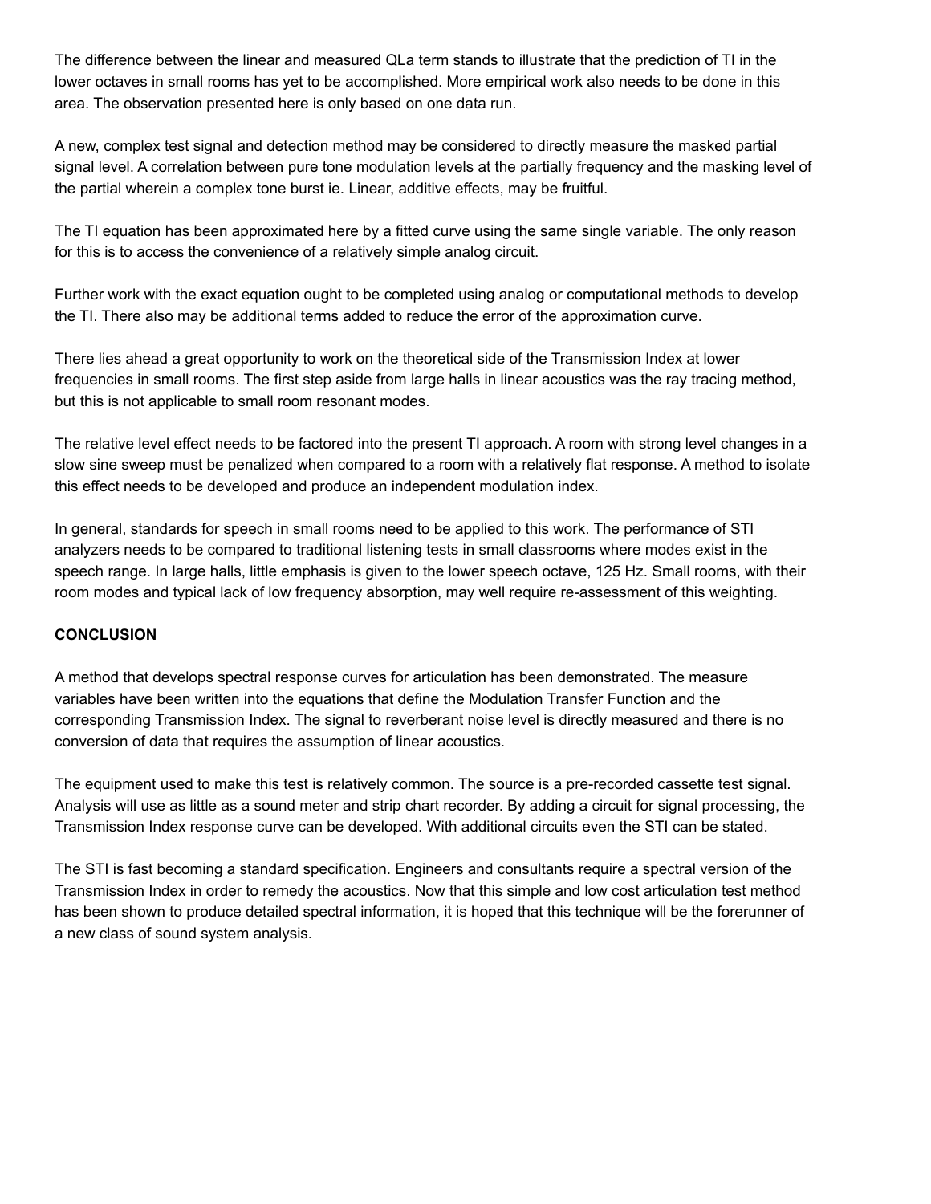The difference between the linear and measured QLa term stands to illustrate that the prediction of TI in the lower octaves in small rooms has yet to be accomplished. More empirical work also needs to be done in this area. The observation presented here is only based on one data run.

A new, complex test signal and detection method may be considered to directly measure the masked partial signal level. A correlation between pure tone modulation levels at the partially frequency and the masking level of the partial wherein a complex tone burst ie. Linear, additive effects, may be fruitful.

The TI equation has been approximated here by a fitted curve using the same single variable. The only reason for this is to access the convenience of a relatively simple analog circuit.

Further work with the exact equation ought to be completed using analog or computational methods to develop the TI. There also may be additional terms added to reduce the error of the approximation curve.

There lies ahead a great opportunity to work on the theoretical side of the Transmission Index at lower frequencies in small rooms. The first step aside from large halls in linear acoustics was the ray tracing method, but this is not applicable to small room resonant modes.

The relative level effect needs to be factored into the present TI approach. A room with strong level changes in a slow sine sweep must be penalized when compared to a room with a relatively flat response. A method to isolate this effect needs to be developed and produce an independent modulation index.

In general, standards for speech in small rooms need to be applied to this work. The performance of STI analyzers needs to be compared to traditional listening tests in small classrooms where modes exist in the speech range. In large halls, little emphasis is given to the lower speech octave, 125 Hz. Small rooms, with their room modes and typical lack of low frequency absorption, may well require re-assessment of this weighting.

**CONCLUSION**

A method that develops spectral response curves for articulation has been demonstrated. The measure variables have been written into the equations that define the Modulation Transfer Function and the corresponding Transmission Index. The signal to reverberant noise level is directly measured and there is no conversion of data that requires the assumption of linear acoustics.

The equipment used to make this test is relatively common. The source is a pre-recorded cassette test signal. Analysis will use as little as a sound meter and strip chart recorder. By adding a circuit for signal processing, the Transmission Index response curve can be developed. With additional circuits even the STI can be stated.

The STI is fast becoming a standard specification. Engineers and consultants require a spectral version of the Transmission Index in order to remedy the acoustics. Now that this simple and low cost articulation test method has been shown to produce detailed spectral information, it is hoped that this technique will be the forerunner of a new class of sound system analysis.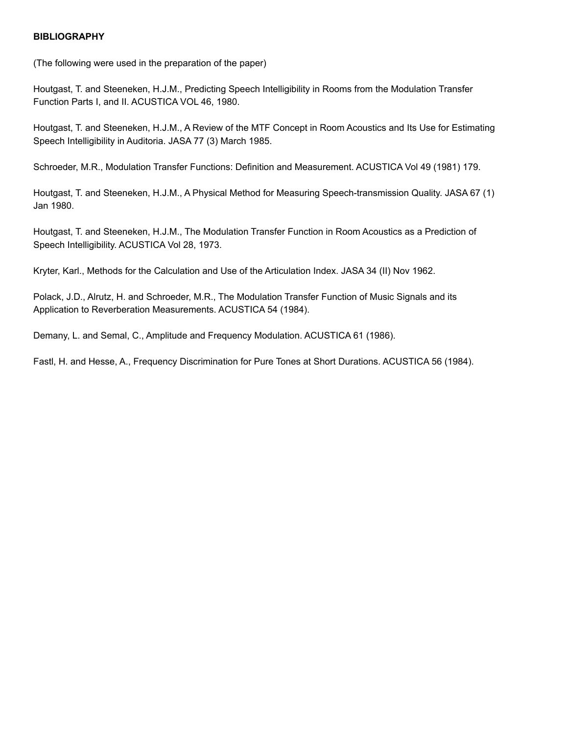**BIBLIOGRAPHY**

(The following were used in the preparation of the paper)

Houtgast, T. and Steeneken, H.J.M., Predicting Speech Intelligibility in Rooms from the Modulation Transfer Function Parts I, and II. ACUSTICA VOL 46, 1980.

Houtgast, T. and Steeneken, H.J.M., A Review of the MTF Concept in Room Acoustics and Its Use for Estimating Speech Intelligibility in Auditoria. JASA 77 (3) March 1985.

Schroeder, M.R., Modulation Transfer Functions: Definition and Measurement. ACUSTICA Vol 49 (1981) 179.

Houtgast, T. and Steeneken, H.J.M., A Physical Method for Measuring Speech-transmission Quality. JASA 67 (1) Jan 1980.

Houtgast, T. and Steeneken, H.J.M., The Modulation Transfer Function in Room Acoustics as a Prediction of Speech Intelligibility. ACUSTICA Vol 28, 1973.

Kryter, Karl., Methods for the Calculation and Use of the Articulation Index. JASA 34 (II) Nov 1962.

Polack, J.D., Alrutz, H. and Schroeder, M.R., The Modulation Transfer Function of Music Signals and its Application to Reverberation Measurements. ACUSTICA 54 (1984).

Demany, L. and Semal, C., Amplitude and Frequency Modulation. ACUSTICA 61 (1986).

Fastl, H. and Hesse, A., Frequency Discrimination for Pure Tones at Short Durations. ACUSTICA 56 (1984).